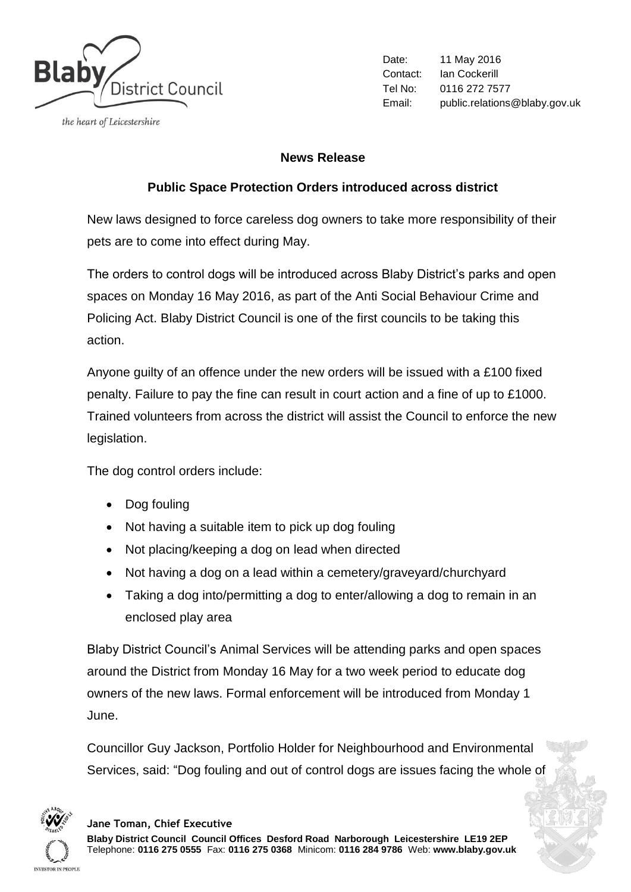Date: 11 May 2016
Contact: Ian Cockerill
Tel No: 0116 272 7577
Email: public.relations@blaby.gov.uk

## News Release

### Public Space Protection Orders introduced across district

New laws designed to force careless dog owners to take more responsibility of their pets are to come into effect during May.

The orders to control dogs will be introduced across Blaby District's parks and open spaces on Monday 16 May 2016, as part of the Anti Social Behaviour Crime and Policing Act. Blaby District Council is one of the first councils to be taking this action.

Anyone guilty of an offence under the new orders will be issued with a £100 fixed penalty. Failure to pay the fine can result in court action and a fine of up to £1000. Trained volunteers from across the district will assist the Council to enforce the new legislation.

The dog control orders include:

- Dog fouling
- Not having a suitable item to pick up dog fouling
- Not placing/keeping a dog on lead when directed
- Not having a dog on a lead within a cemetery/graveyard/churchyard
- Taking a dog into/permitting a dog to enter/allowing a dog to remain in an enclosed play area

Blaby District Council's Animal Services will be attending parks and open spaces around the District from Monday 16 May for a two week period to educate dog owners of the new laws. Formal enforcement will be introduced from Monday 1 June.

Councillor Guy Jackson, Portfolio Holder for Neighbourhood and Environmental Services, said: "Dog fouling and out of control dogs are issues facing the whole of

**Jane Toman, Chief Executive**
**Blaby District Council Council Offices Desford Road Narborough Leicestershire LE19 2EP**
Telephone: **0116 275 0555** Fax: **0116 275 0368** Minicom: **0116 284 9786** Web: **www.blaby.gov.uk**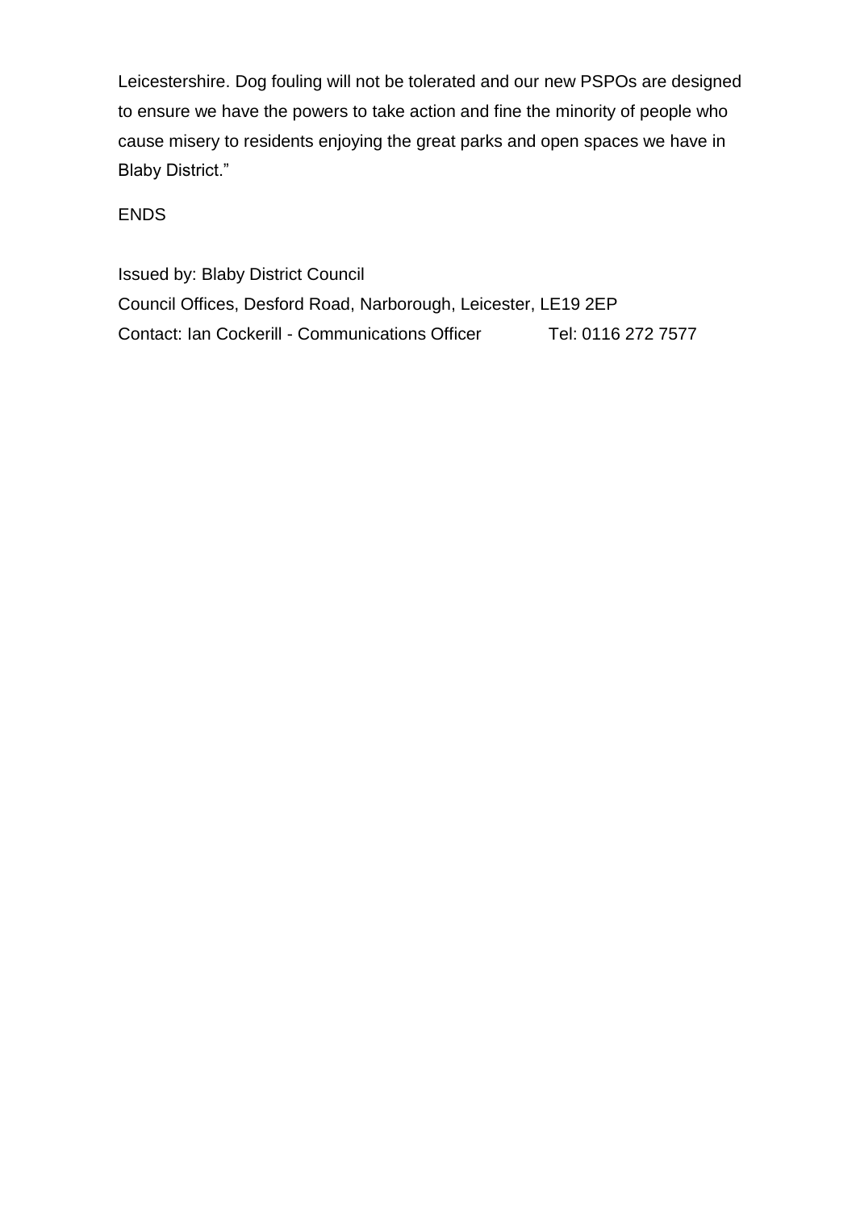Leicestershire. Dog fouling will not be tolerated and our new PSPOs are designed to ensure we have the powers to take action and fine the minority of people who cause misery to residents enjoying the great parks and open spaces we have in Blaby District."

ENDS

Issued by: Blaby District Council
Council Offices, Desford Road, Narborough, Leicester, LE19 2EP
Contact: Ian Cockerill - Communications Officer Tel: 0116 272 7577